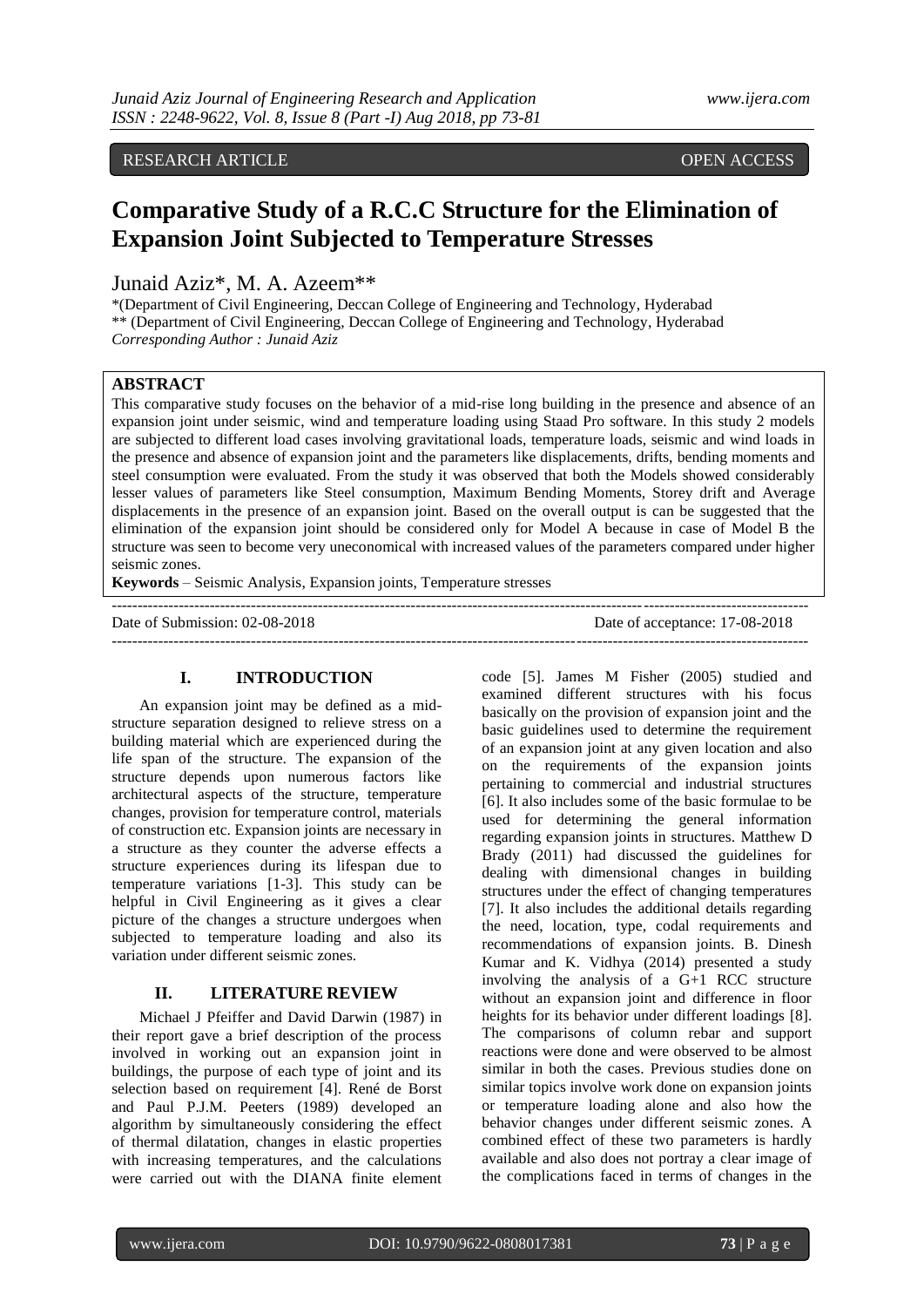RESEARCH ARTICLE OPEN ACCESS

# Comparative Study of a R.C.C Structure for the Elimination of Expansion Joint Subjected to Temperature Stresses

Junaid Aziz*, M. A. Azeem**

*(Department of Civil Engineering, Deccan College of Engineering and Technology, Hyderabad
** (Department of Civil Engineering, Deccan College of Engineering and Technology, Hyderabad
*Corresponding Author : Junaid Aziz*

## ABSTRACT

This comparative study focuses on the behavior of a mid-rise long building in the presence and absence of an expansion joint under seismic, wind and temperature loading using Staad Pro software. In this study 2 models are subjected to different load cases involving gravitational loads, temperature loads, seismic and wind loads in the presence and absence of expansion joint and the parameters like displacements, drifts, bending moments and steel consumption were evaluated. From the study it was observed that both the Models showed considerably lesser values of parameters like Steel consumption, Maximum Bending Moments, Storey drift and Average displacements in the presence of an expansion joint. Based on the overall output is can be suggested that the elimination of the expansion joint should be considered only for Model A because in case of Model B the structure was seen to become very uneconomical with increased values of the parameters compared under higher seismic zones.

**Keywords** – Seismic Analysis, Expansion joints, Temperature stresses

Date of Submission: 02-08-2018 Date of acceptance: 17-08-2018

## I. INTRODUCTION

An expansion joint may be defined as a mid-structure separation designed to relieve stress on a building material which are experienced during the life span of the structure. The expansion of the structure depends upon numerous factors like architectural aspects of the structure, temperature changes, provision for temperature control, materials of construction etc. Expansion joints are necessary in a structure as they counter the adverse effects a structure experiences during its lifespan due to temperature variations [1-3]. This study can be helpful in Civil Engineering as it gives a clear picture of the changes a structure undergoes when subjected to temperature loading and also its variation under different seismic zones.

## II. LITERATURE REVIEW

Michael J Pfeiffer and David Darwin (1987) in their report gave a brief description of the process involved in working out an expansion joint in buildings, the purpose of each type of joint and its selection based on requirement [4]. René de Borst and Paul P.J.M. Peeters (1989) developed an algorithm by simultaneously considering the effect of thermal dilatation, changes in elastic properties with increasing temperatures, and the calculations were carried out with the DIANA finite element code [5]. James M Fisher (2005) studied and examined different structures with his focus basically on the provision of expansion joint and the basic guidelines used to determine the requirement of an expansion joint at any given location and also on the requirements of the expansion joints pertaining to commercial and industrial structures [6]. It also includes some of the basic formulae to be used for determining the general information regarding expansion joints in structures. Matthew D Brady (2011) had discussed the guidelines for dealing with dimensional changes in building structures under the effect of changing temperatures [7]. It also includes the additional details regarding the need, location, type, codal requirements and recommendations of expansion joints. B. Dinesh Kumar and K. Vidhya (2014) presented a study involving the analysis of a G+1 RCC structure without an expansion joint and difference in floor heights for its behavior under different loadings [8]. The comparisons of column rebar and support reactions were done and were observed to be almost similar in both the cases. Previous studies done on similar topics involve work done on expansion joints or temperature loading alone and also how the behavior changes under different seismic zones. A combined effect of these two parameters is hardly available and also does not portray a clear image of the complications faced in terms of changes in the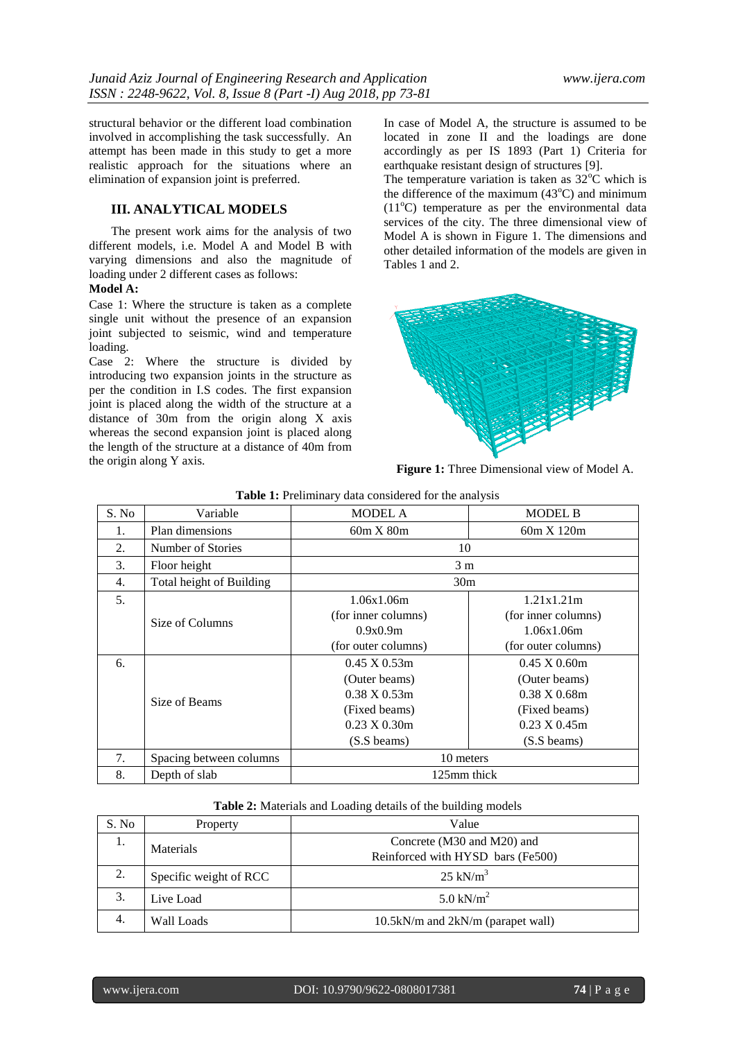structural behavior or the different load combination involved in accomplishing the task successfully. An attempt has been made in this study to get a more realistic approach for the situations where an elimination of expansion joint is preferred.

## III. ANALYTICAL MODELS

The present work aims for the analysis of two different models, i.e. Model A and Model B with varying dimensions and also the magnitude of loading under 2 different cases as follows:

**Model A:**

Case 1: Where the structure is taken as a complete single unit without the presence of an expansion joint subjected to seismic, wind and temperature loading.

Case 2: Where the structure is divided by introducing two expansion joints in the structure as per the condition in I.S codes. The first expansion joint is placed along the width of the structure at a distance of 30m from the origin along X axis whereas the second expansion joint is placed along the length of the structure at a distance of 40m from the origin along Y axis.

In case of Model A, the structure is assumed to be located in zone II and the loadings are done accordingly as per IS 1893 (Part 1) Criteria for earthquake resistant design of structures [9].

The temperature variation is taken as 32°C which is the difference of the maximum (43°C) and minimum (11°C) temperature as per the environmental data services of the city. The three dimensional view of Model A is shown in Figure 1. The dimensions and other detailed information of the models are given in Tables 1 and 2.

**Figure 1:** Three Dimensional view of Model A.

**Table 1:** Preliminary data considered for the analysis

| S. No | Variable | MODEL A | MODEL B |
|---|---|---|---|
| 1. | Plan dimensions | 60m X 80m | 60m X 120m |
| 2. | Number of Stories | 10 | |
| 3. | Floor height | 3 m | |
| 4. | Total height of Building | 30m | |
| 5. | Size of Columns | 1.06x1.06m (for inner columns) 0.9x0.9m (for outer columns) | 1.21x1.21m (for inner columns) 1.06x1.06m (for outer columns) |
| 6. | Size of Beams | 0.45 X 0.53m (Outer beams) 0.38 X 0.53m (Fixed beams) 0.23 X 0.30m (S.S beams) | 0.45 X 0.60m (Outer beams) 0.38 X 0.68m (Fixed beams) 0.23 X 0.45m (S.S beams) |
| 7. | Spacing between columns | 10 meters | |
| 8. | Depth of slab | 125mm thick | |

**Table 2:** Materials and Loading details of the building models

| S. No | Property | Value |
|---|---|---|
| 1. | Materials | Concrete (M30 and M20) and Reinforced with HYSD bars (Fe500) |
| 2. | Specific weight of RCC | 25 $kN/m^3$ |
| 3. | Live Load | 5.0 $kN/m^2$ |
| 4. | Wall Loads | 10.5kN/m and 2kN/m (parapet wall) |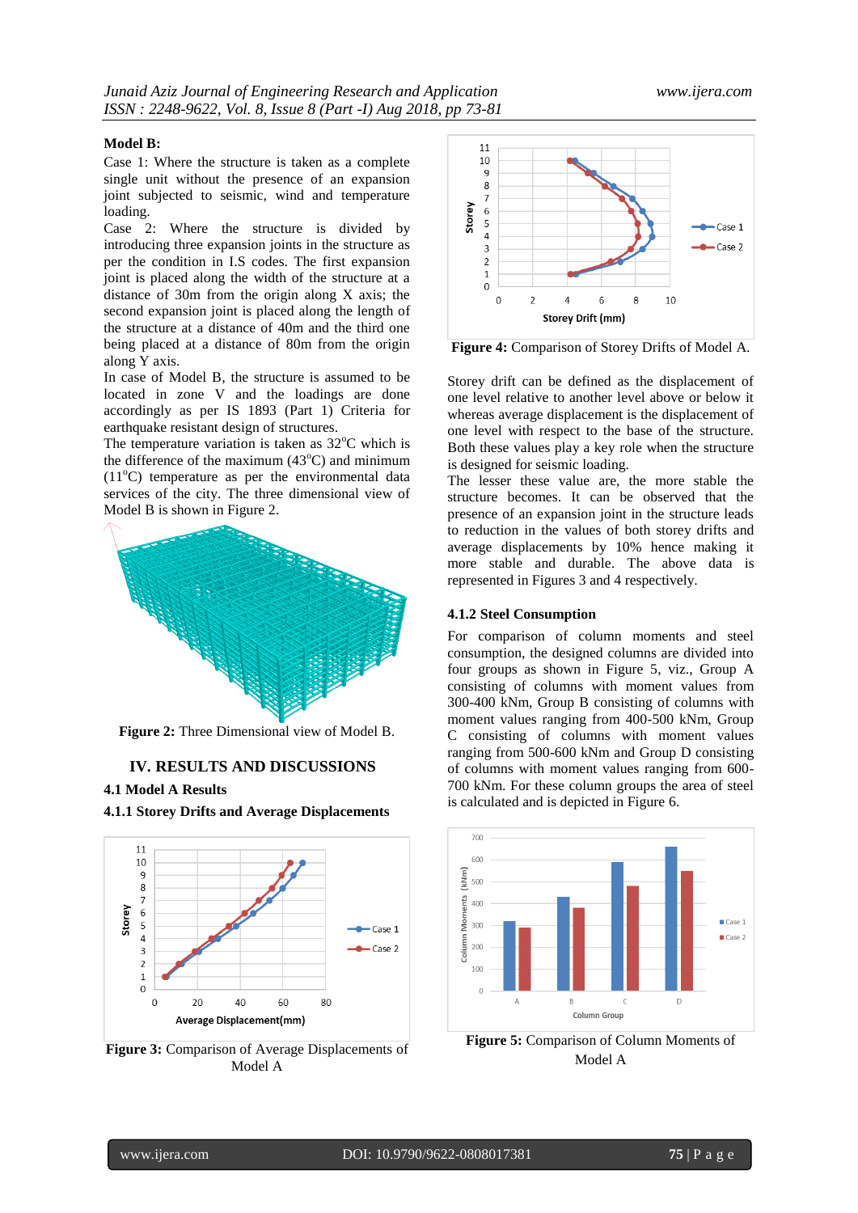**Model B:**

Case 1: Where the structure is taken as a complete single unit without the presence of an expansion joint subjected to seismic, wind and temperature loading.

Case 2: Where the structure is divided by introducing three expansion joints in the structure as per the condition in I.S codes. The first expansion joint is placed along the width of the structure at a distance of 30m from the origin along X axis; the second expansion joint is placed along the length of the structure at a distance of 40m and the third one being placed at a distance of 80m from the origin along Y axis.

In case of Model B, the structure is assumed to be located in zone V and the loadings are done accordingly as per IS 1893 (Part 1) Criteria for earthquake resistant design of structures.

The temperature variation is taken as 32°C which is the difference of the maximum (43°C) and minimum (11°C) temperature as per the environmental data services of the city. The three dimensional view of Model B is shown in Figure 2.

**Figure 2:** Three Dimensional view of Model B.

## IV. RESULTS AND DISCUSSIONS

### 4.1 Model A Results

#### 4.1.1 Storey Drifts and Average Displacements

**Figure 3:** Comparison of Average Displacements of Model A

**Figure 4:** Comparison of Storey Drifts of Model A.

Storey drift can be defined as the displacement of one level relative to another level above or below it whereas average displacement is the displacement of one level with respect to the base of the structure. Both these values play a key role when the structure is designed for seismic loading.

The lesser these value are, the more stable the structure becomes. It can be observed that the presence of an expansion joint in the structure leads to reduction in the values of both storey drifts and average displacements by 10% hence making it more stable and durable. The above data is represented in Figures 3 and 4 respectively.

#### 4.1.2 Steel Consumption

For comparison of column moments and steel consumption, the designed columns are divided into four groups as shown in Figure 5, viz., Group A consisting of columns with moment values from 300-400 kNm, Group B consisting of columns with moment values ranging from 400-500 kNm, Group C consisting of columns with moment values ranging from 500-600 kNm and Group D consisting of columns with moment values ranging from 600-700 kNm. For these column groups the area of steel is calculated and is depicted in Figure 6.

**Figure 5:** Comparison of Column Moments of Model A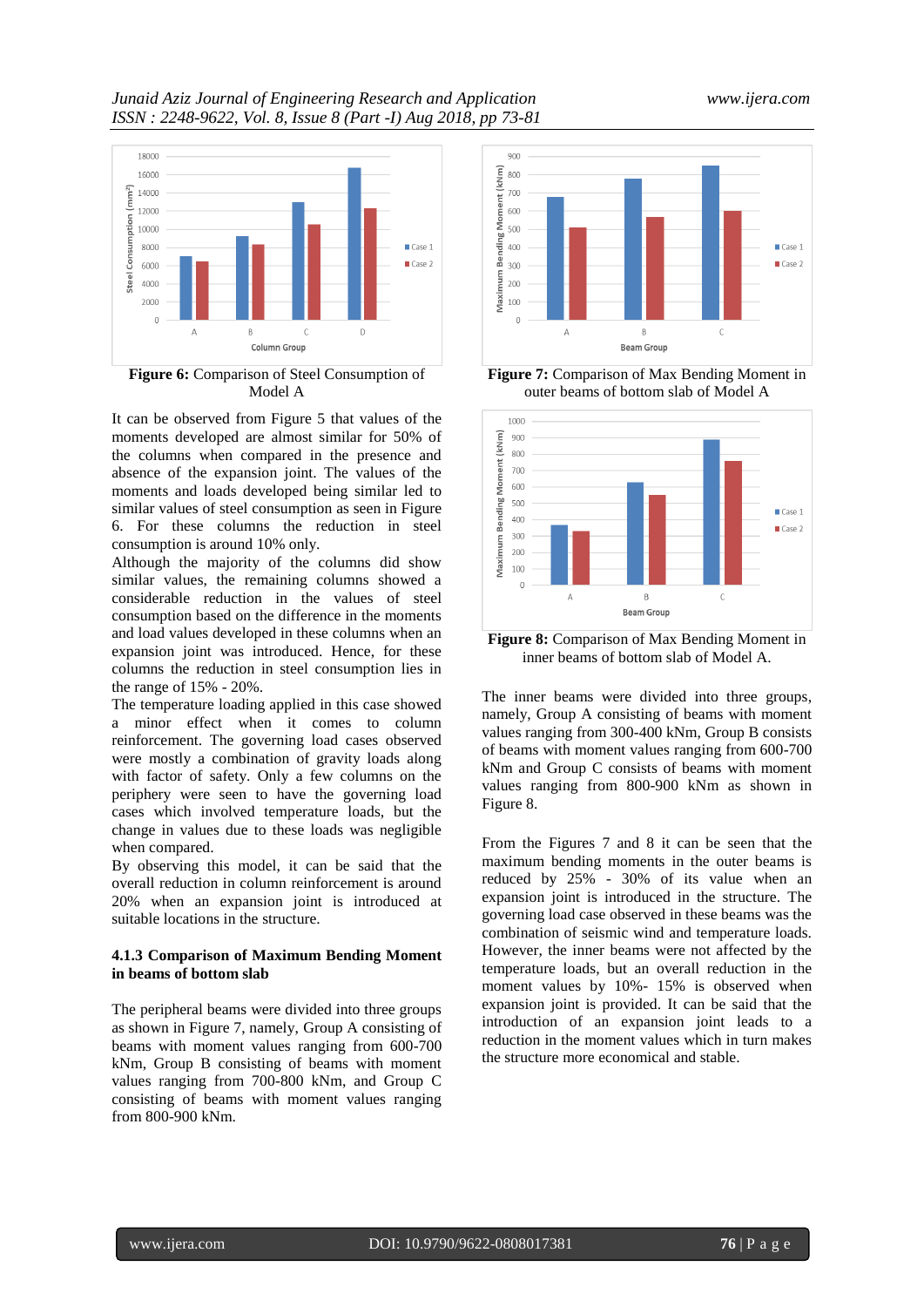**Figure 6:** Comparison of Steel Consumption of Model A

It can be observed from Figure 5 that values of the moments developed are almost similar for 50% of the columns when compared in the presence and absence of the expansion joint. The values of the moments and loads developed being similar led to similar values of steel consumption as seen in Figure 6. For these columns the reduction in steel consumption is around 10% only.

Although the majority of the columns did show similar values, the remaining columns showed a considerable reduction in the values of steel consumption based on the difference in the moments and load values developed in these columns when an expansion joint was introduced. Hence, for these columns the reduction in steel consumption lies in the range of 15% - 20%.

The temperature loading applied in this case showed a minor effect when it comes to column reinforcement. The governing load cases observed were mostly a combination of gravity loads along with factor of safety. Only a few columns on the periphery were seen to have the governing load cases which involved temperature loads, but the change in values due to these loads was negligible when compared.

By observing this model, it can be said that the overall reduction in column reinforcement is around 20% when an expansion joint is introduced at suitable locations in the structure.

### 4.1.3 Comparison of Maximum Bending Moment in beams of bottom slab

The peripheral beams were divided into three groups as shown in Figure 7, namely, Group A consisting of beams with moment values ranging from 600-700 kNm, Group B consisting of beams with moment values ranging from 700-800 kNm, and Group C consisting of beams with moment values ranging from 800-900 kNm.

**Figure 7:** Comparison of Max Bending Moment in outer beams of bottom slab of Model A

**Figure 8:** Comparison of Max Bending Moment in inner beams of bottom slab of Model A.

The inner beams were divided into three groups, namely, Group A consisting of beams with moment values ranging from 300-400 kNm, Group B consists of beams with moment values ranging from 600-700 kNm and Group C consists of beams with moment values ranging from 800-900 kNm as shown in Figure 8.

From the Figures 7 and 8 it can be seen that the maximum bending moments in the outer beams is reduced by 25% - 30% of its value when an expansion joint is introduced in the structure. The governing load case observed in these beams was the combination of seismic wind and temperature loads. However, the inner beams were not affected by the temperature loads, but an overall reduction in the moment values by 10%- 15% is observed when expansion joint is provided. It can be said that the introduction of an expansion joint leads to a reduction in the moment values which in turn makes the structure more economical and stable.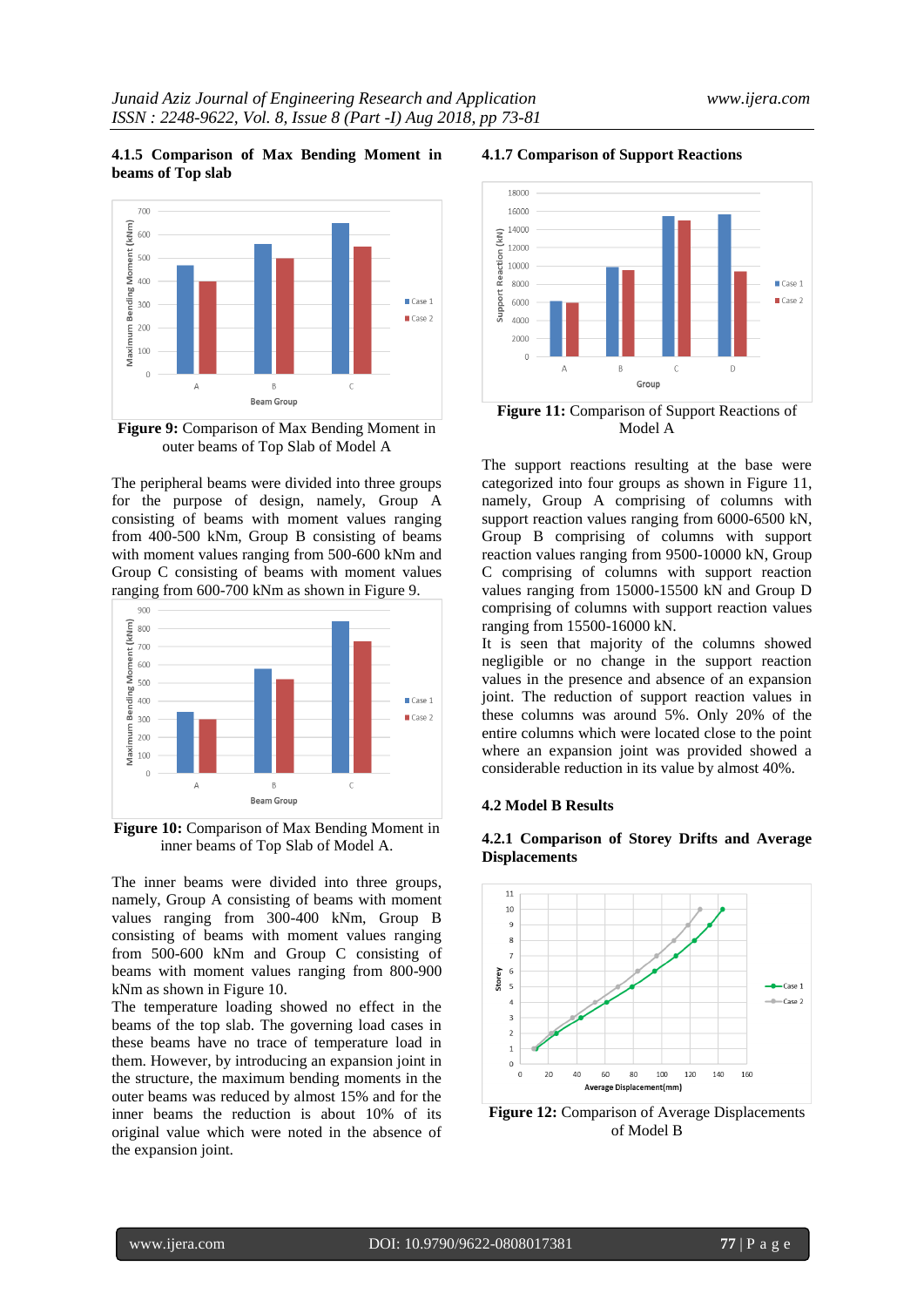#### 4.1.5 Comparison of Max Bending Moment in beams of Top slab

Figure 9: Comparison of Max Bending Moment in outer beams of Top Slab of Model A

The peripheral beams were divided into three groups for the purpose of design, namely, Group A consisting of beams with moment values ranging from 400-500 kNm, Group B consisting of beams with moment values ranging from 500-600 kNm and Group C consisting of beams with moment values ranging from 600-700 kNm as shown in Figure 9.

Figure 10: Comparison of Max Bending Moment in inner beams of Top Slab of Model A.

The inner beams were divided into three groups, namely, Group A consisting of beams with moment values ranging from 300-400 kNm, Group B consisting of beams with moment values ranging from 500-600 kNm and Group C consisting of beams with moment values ranging from 800-900 kNm as shown in Figure 10.

The temperature loading showed no effect in the beams of the top slab. The governing load cases in these beams have no trace of temperature load in them. However, by introducing an expansion joint in the structure, the maximum bending moments in the outer beams was reduced by almost 15% and for the inner beams the reduction is about 10% of its original value which were noted in the absence of the expansion joint.

#### 4.1.7 Comparison of Support Reactions

Figure 11: Comparison of Support Reactions of Model A

The support reactions resulting at the base were categorized into four groups as shown in Figure 11, namely, Group A comprising of columns with support reaction values ranging from 6000-6500 kN, Group B comprising of columns with support reaction values ranging from 9500-10000 kN, Group C comprising of columns with support reaction values ranging from 15000-15500 kN and Group D comprising of columns with support reaction values ranging from 15500-16000 kN.

It is seen that majority of the columns showed negligible or no change in the support reaction values in the presence and absence of an expansion joint. The reduction of support reaction values in these columns was around 5%. Only 20% of the entire columns which were located close to the point where an expansion joint was provided showed a considerable reduction in its value by almost 40%.

### 4.2 Model B Results

#### 4.2.1 Comparison of Storey Drifts and Average Displacements

Figure 12: Comparison of Average Displacements of Model B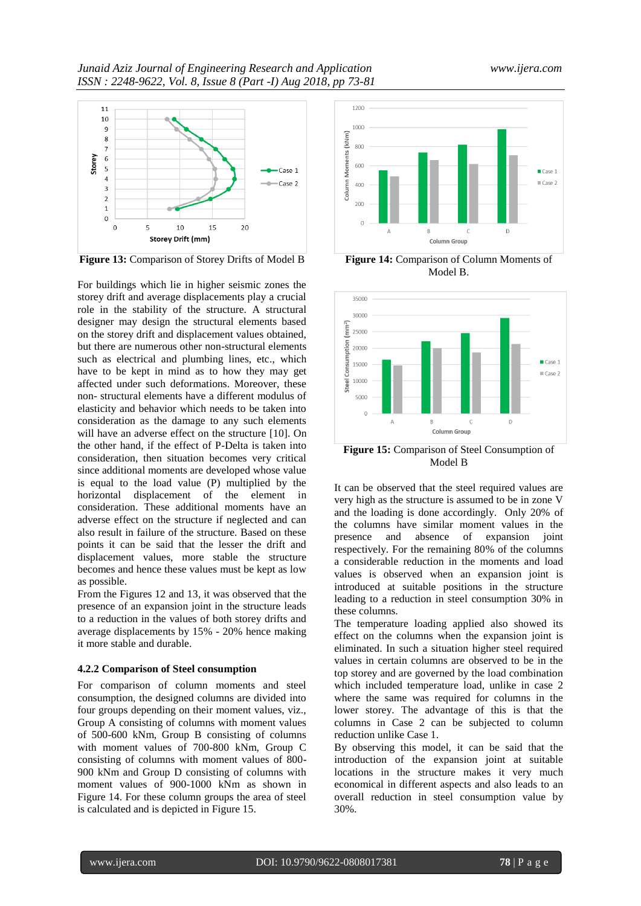Figure 13: Comparison of Storey Drifts of Model B

**Figure 14:** Comparison of Column Moments of Model B.

**Figure 15:** Comparison of Steel Consumption of Model B

For buildings which lie in higher seismic zones the storey drift and average displacements play a crucial role in the stability of the structure. A structural designer may design the structural elements based on the storey drift and displacement values obtained, but there are numerous other non-structural elements such as electrical and plumbing lines, etc., which have to be kept in mind as to how they may get affected under such deformations. Moreover, these non- structural elements have a different modulus of elasticity and behavior which needs to be taken into consideration as the damage to any such elements will have an adverse effect on the structure [10]. On the other hand, if the effect of P-Delta is taken into consideration, then situation becomes very critical since additional moments are developed whose value is equal to the load value (P) multiplied by the horizontal displacement of the element in consideration. These additional moments have an adverse effect on the structure if neglected and can also result in failure of the structure. Based on these points it can be said that the lesser the drift and displacement values, more stable the structure becomes and hence these values must be kept as low as possible.

From the Figures 12 and 13, it was observed that the presence of an expansion joint in the structure leads to a reduction in the values of both storey drifts and average displacements by 15% - 20% hence making it more stable and durable.

### 4.2.2 Comparison of Steel consumption

For comparison of column moments and steel consumption, the designed columns are divided into four groups depending on their moment values, viz., Group A consisting of columns with moment values of 500-600 kNm, Group B consisting of columns with moment values of 700-800 kNm, Group C consisting of columns with moment values of 800-900 kNm and Group D consisting of columns with moment values of 900-1000 kNm as shown in Figure 14. For these column groups the area of steel is calculated and is depicted in Figure 15.

It can be observed that the steel required values are very high as the structure is assumed to be in zone V and the loading is done accordingly. Only 20% of the columns have similar moment values in the presence and absence of expansion joint respectively. For the remaining 80% of the columns a considerable reduction in the moments and load values is observed when an expansion joint is introduced at suitable positions in the structure leading to a reduction in steel consumption 30% in these columns.

The temperature loading applied also showed its effect on the columns when the expansion joint is eliminated. In such a situation higher steel required values in certain columns are observed to be in the top storey and are governed by the load combination which included temperature load, unlike in case 2 where the same was required for columns in the lower storey. The advantage of this is that the columns in Case 2 can be subjected to column reduction unlike Case 1.

By observing this model, it can be said that the introduction of the expansion joint at suitable locations in the structure makes it very much economical in different aspects and also leads to an overall reduction in steel consumption value by 30%.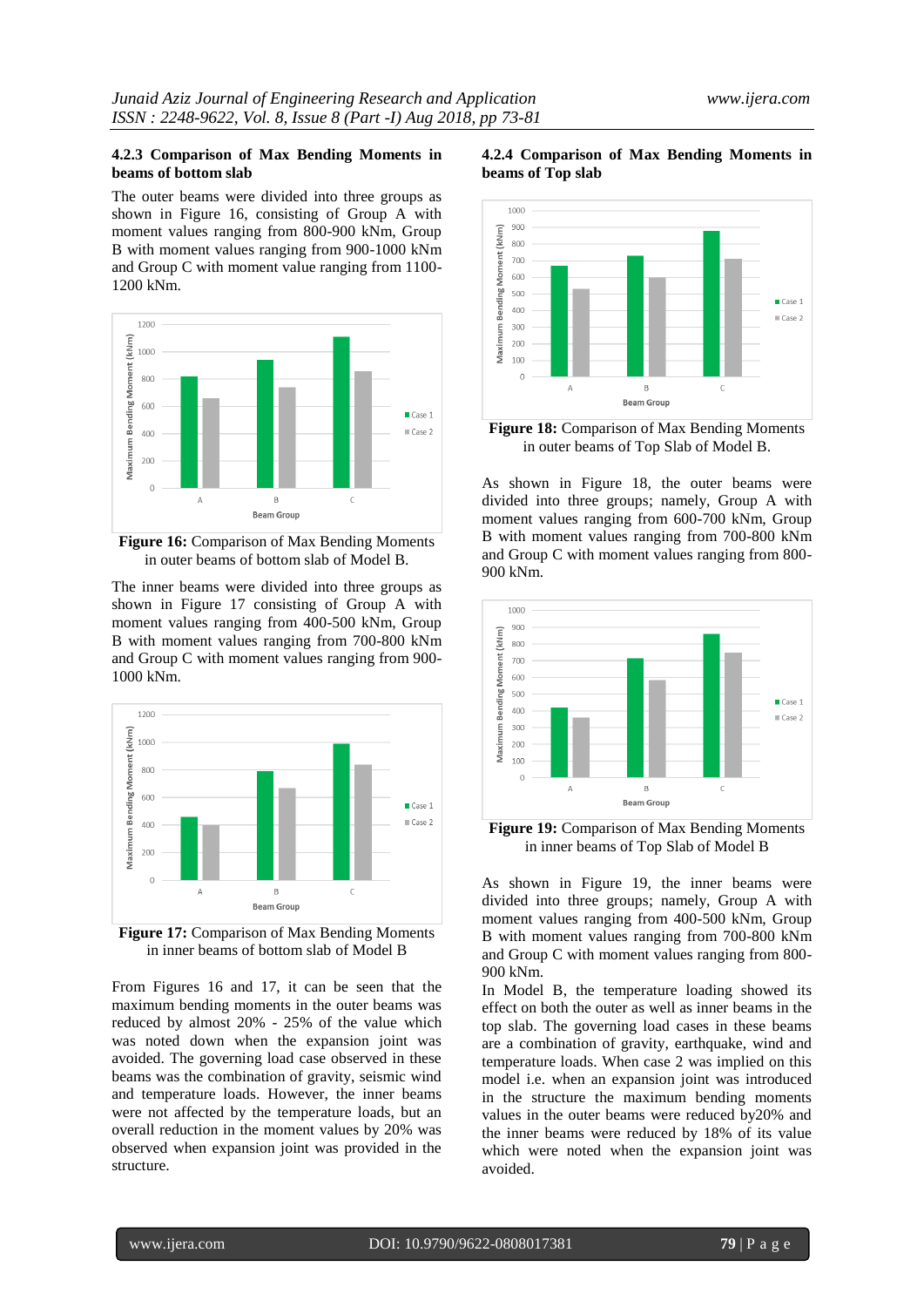#### 4.2.3 Comparison of Max Bending Moments in beams of bottom slab

The outer beams were divided into three groups as shown in Figure 16, consisting of Group A with moment values ranging from 800-900 kNm, Group B with moment values ranging from 900-1000 kNm and Group C with moment value ranging from 1100-1200 kNm.

**Figure 16:** Comparison of Max Bending Moments in outer beams of bottom slab of Model B.

The inner beams were divided into three groups as shown in Figure 17 consisting of Group A with moment values ranging from 400-500 kNm, Group B with moment values ranging from 700-800 kNm and Group C with moment values ranging from 900-1000 kNm.

**Figure 17:** Comparison of Max Bending Moments in inner beams of bottom slab of Model B

From Figures 16 and 17, it can be seen that the maximum bending moments in the outer beams was reduced by almost 20% - 25% of the value which was noted down when the expansion joint was avoided. The governing load case observed in these beams was the combination of gravity, seismic wind and temperature loads. However, the inner beams were not affected by the temperature loads, but an overall reduction in the moment values by 20% was observed when expansion joint was provided in the structure.

#### 4.2.4 Comparison of Max Bending Moments in beams of Top slab

**Figure 18:** Comparison of Max Bending Moments in outer beams of Top Slab of Model B.

As shown in Figure 18, the outer beams were divided into three groups; namely, Group A with moment values ranging from 600-700 kNm, Group B with moment values ranging from 700-800 kNm and Group C with moment values ranging from 800-900 kNm.

**Figure 19:** Comparison of Max Bending Moments in inner beams of Top Slab of Model B

As shown in Figure 19, the inner beams were divided into three groups; namely, Group A with moment values ranging from 400-500 kNm, Group B with moment values ranging from 700-800 kNm and Group C with moment values ranging from 800-900 kNm.

In Model B, the temperature loading showed its effect on both the outer as well as inner beams in the top slab. The governing load cases in these beams are a combination of gravity, earthquake, wind and temperature loads. When case 2 was implied on this model i.e. when an expansion joint was introduced in the structure the maximum bending moments values in the outer beams were reduced by20% and the inner beams were reduced by 18% of its value which were noted when the expansion joint was avoided.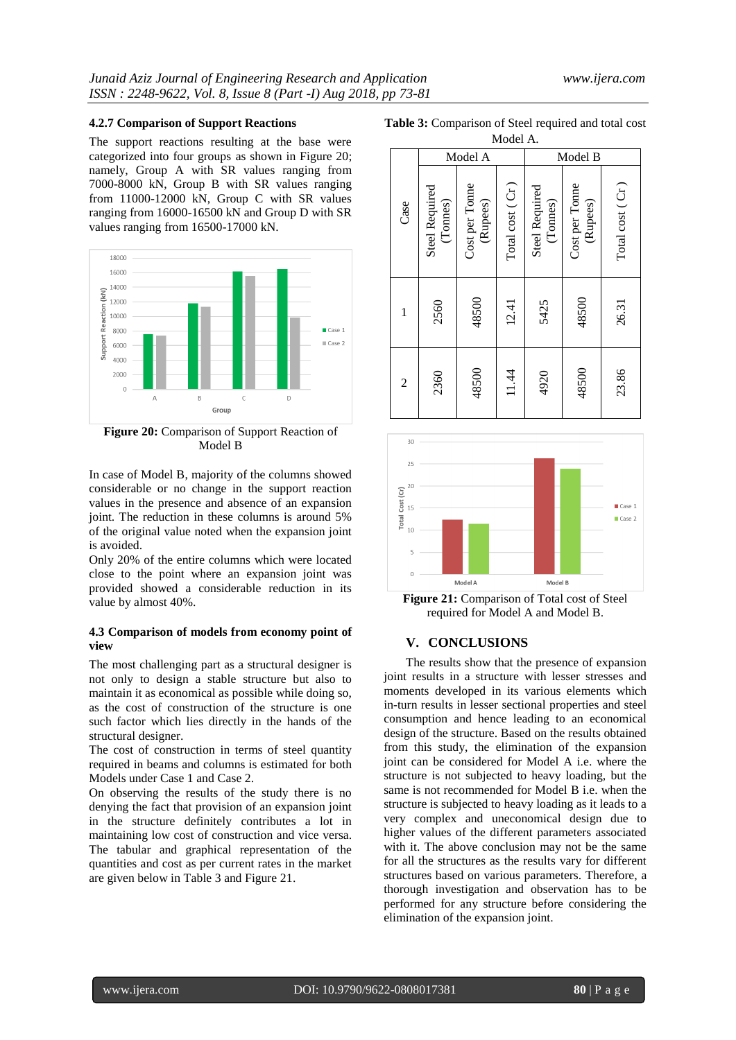### 4.2.7 Comparison of Support Reactions

The support reactions resulting at the base were categorized into four groups as shown in Figure 20; namely, Group A with SR values ranging from 7000-8000 kN, Group B with SR values ranging from 11000-12000 kN, Group C with SR values ranging from 16000-16500 kN and Group D with SR values ranging from 16500-17000 kN.

**Figure 20:** Comparison of Support Reaction of Model B

In case of Model B, majority of the columns showed considerable or no change in the support reaction values in the presence and absence of an expansion joint. The reduction in these columns is around 5% of the original value noted when the expansion joint is avoided.

Only 20% of the entire columns which were located close to the point where an expansion joint was provided showed a considerable reduction in its value by almost 40%.

### 4.3 Comparison of models from economy point of view

The most challenging part as a structural designer is not only to design a stable structure but also to maintain it as economical as possible while doing so, as the cost of construction of the structure is one such factor which lies directly in the hands of the structural designer.

The cost of construction in terms of steel quantity required in beams and columns is estimated for both Models under Case 1 and Case 2.

On observing the results of the study there is no denying the fact that provision of an expansion joint in the structure definitely contributes a lot in maintaining low cost of construction and vice versa. The tabular and graphical representation of the quantities and cost as per current rates in the market are given below in Table 3 and Figure 21.

**Table 3:** Comparison of Steel required and total cost Model A.

| Case | Model A | | | Model B | | |
|---|---|---|---|---|---|---|
| | Steel Required (Tonnes) | Cost per Tonne (Rupees) | Total cost ( Cr ) | Steel Required (Tonnes) | Cost per Tonne (Rupees) | Total cost ( Cr ) |
| 1 | 2560 | 48500 | 12.41 | 5425 | 48500 | 26.31 |
| 2 | 2360 | 48500 | 11.44 | 4920 | 48500 | 23.86 |

**Figure 21:** Comparison of Total cost of Steel required for Model A and Model B.

## V. CONCLUSIONS

The results show that the presence of expansion joint results in a structure with lesser stresses and moments developed in its various elements which in-turn results in lesser sectional properties and steel consumption and hence leading to an economical design of the structure. Based on the results obtained from this study, the elimination of the expansion joint can be considered for Model A i.e. where the structure is not subjected to heavy loading, but the same is not recommended for Model B i.e. when the structure is subjected to heavy loading as it leads to a very complex and uneconomical design due to higher values of the different parameters associated with it. The above conclusion may not be the same for all the structures as the results vary for different structures based on various parameters. Therefore, a thorough investigation and observation has to be performed for any structure before considering the elimination of the expansion joint.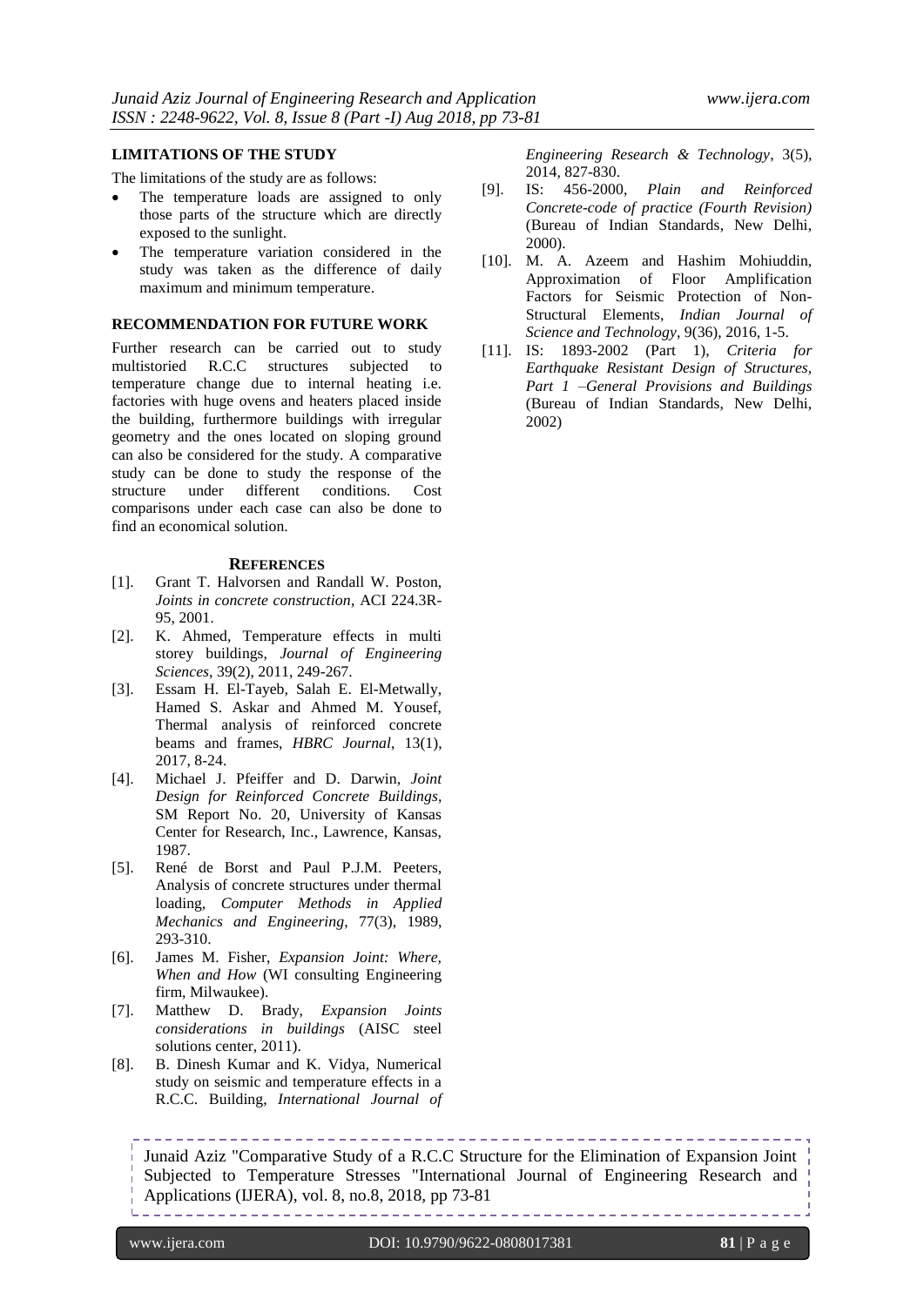### LIMITATIONS OF THE STUDY

The limitations of the study are as follows:

- The temperature loads are assigned to only those parts of the structure which are directly exposed to the sunlight.
- The temperature variation considered in the study was taken as the difference of daily maximum and minimum temperature.

### RECOMMENDATION FOR FUTURE WORK

Further research can be carried out to study multistoried R.C.C structures subjected to temperature change due to internal heating i.e. factories with huge ovens and heaters placed inside the building, furthermore buildings with irregular geometry and the ones located on sloping ground can also be considered for the study. A comparative study can be done to study the response of the structure under different conditions. Cost comparisons under each case can also be done to find an economical solution.

### REFERENCES

[1]. Grant T. Halvorsen and Randall W. Poston, *Joints in concrete construction*, ACI 224.3R-95, 2001.

[2]. K. Ahmed, Temperature effects in multi storey buildings, *Journal of Engineering Sciences*, 39(2), 2011, 249-267.

[3]. Essam H. El-Tayeb, Salah E. El-Metwally, Hamed S. Askar and Ahmed M. Yousef, Thermal analysis of reinforced concrete beams and frames, *HBRC Journal*, 13(1), 2017, 8-24.

[4]. Michael J. Pfeiffer and D. Darwin, *Joint Design for Reinforced Concrete Buildings*, SM Report No. 20, University of Kansas Center for Research, Inc., Lawrence, Kansas, 1987.

[5]. René de Borst and Paul P.J.M. Peeters, Analysis of concrete structures under thermal loading, *Computer Methods in Applied Mechanics and Engineering*, 77(3), 1989, 293-310.

[6]. James M. Fisher, *Expansion Joint: Where, When and How* (WI consulting Engineering firm, Milwaukee).

[7]. Matthew D. Brady, *Expansion Joints considerations in buildings* (AISC steel solutions center, 2011).

[8]. B. Dinesh Kumar and K. Vidya, Numerical study on seismic and temperature effects in a R.C.C. Building, *International Journal of Engineering Research & Technology*, 3(5), 2014, 827-830.

[9]. IS: 456-2000, *Plain and Reinforced Concrete-code of practice (Fourth Revision)* (Bureau of Indian Standards, New Delhi, 2000).

[10]. M. A. Azeem and Hashim Mohiuddin, Approximation of Floor Amplification Factors for Seismic Protection of Non-Structural Elements, *Indian Journal of Science and Technology*, 9(36), 2016, 1-5.

[11]. IS: 1893-2002 (Part 1), *Criteria for Earthquake Resistant Design of Structures, Part 1 –General Provisions and Buildings* (Bureau of Indian Standards, New Delhi, 2002)

Junaid Aziz "Comparative Study of a R.C.C Structure for the Elimination of Expansion Joint Subjected to Temperature Stresses "International Journal of Engineering Research and Applications (IJERA), vol. 8, no.8, 2018, pp 73-81